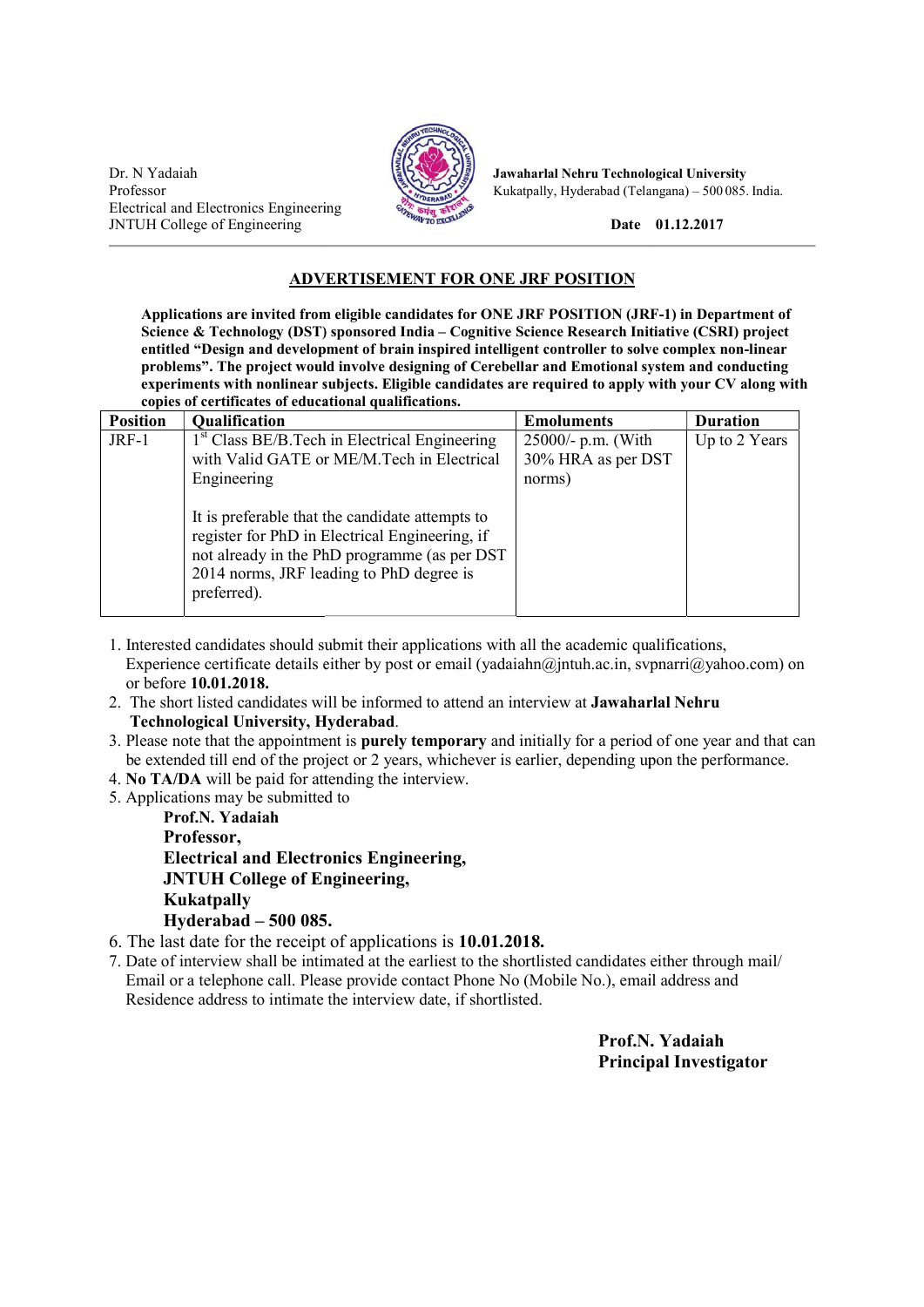Dr. N Yadaiah
Professor
Electrical and Electronics Engineering
JNTUH College of Engineering

**Jawaharlal Nehru Technological University**
Kukatpally, Hyderabad (Telangana) – 500 085. India.

**Date 01.12.2017**

## ADVERTISEMENT FOR ONE JRF POSITION

**Applications are invited from eligible candidates for ONE JRF POSITION (JRF-1) in Department of Science & Technology (DST) sponsored India – Cognitive Science Research Initiative (CSRI) project entitled "Design and development of brain inspired intelligent controller to solve complex non-linear problems". The project would involve designing of Cerebellar and Emotional system and conducting experiments with nonlinear subjects. Eligible candidates are required to apply with your CV along with copies of certificates of educational qualifications.**

| Position | Qualification | Emoluments | Duration |
|---|---|---|---|
| JRF-1 | 1st Class BE/B.Tech in Electrical Engineering with Valid GATE or ME/M.Tech in Electrical Engineering<br><br>It is preferable that the candidate attempts to register for PhD in Electrical Engineering, if not already in the PhD programme (as per DST 2014 norms, JRF leading to PhD degree is preferred). | 25000/- p.m. (With 30% HRA as per DST norms) | Up to 2 Years |

1. Interested candidates should submit their applications with all the academic qualifications, Experience certificate details either by post or email (yadaiahn@jntuh.ac.in, svpnarri@yahoo.com) on or before **10.01.2018.**
2. The short listed candidates will be informed to attend an interview at **Jawaharlal Nehru Technological University, Hyderabad**.
3. Please note that the appointment is **purely temporary** and initially for a period of one year and that can be extended till end of the project or 2 years, whichever is earlier, depending upon the performance.
4. **No TA/DA** will be paid for attending the interview.
5. Applications may be submitted to
   **Prof.N. Yadaiah**
   **Professor,**
   **Electrical and Electronics Engineering,**
   **JNTUH College of Engineering,**
   **Kukatpally**
   **Hyderabad – 500 085.**
6. The last date for the receipt of applications is **10.01.2018.**
7. Date of interview shall be intimated at the earliest to the shortlisted candidates either through mail/ Email or a telephone call. Please provide contact Phone No (Mobile No.), email address and Residence address to intimate the interview date, if shortlisted.

**Prof.N. Yadaiah**
**Principal Investigator**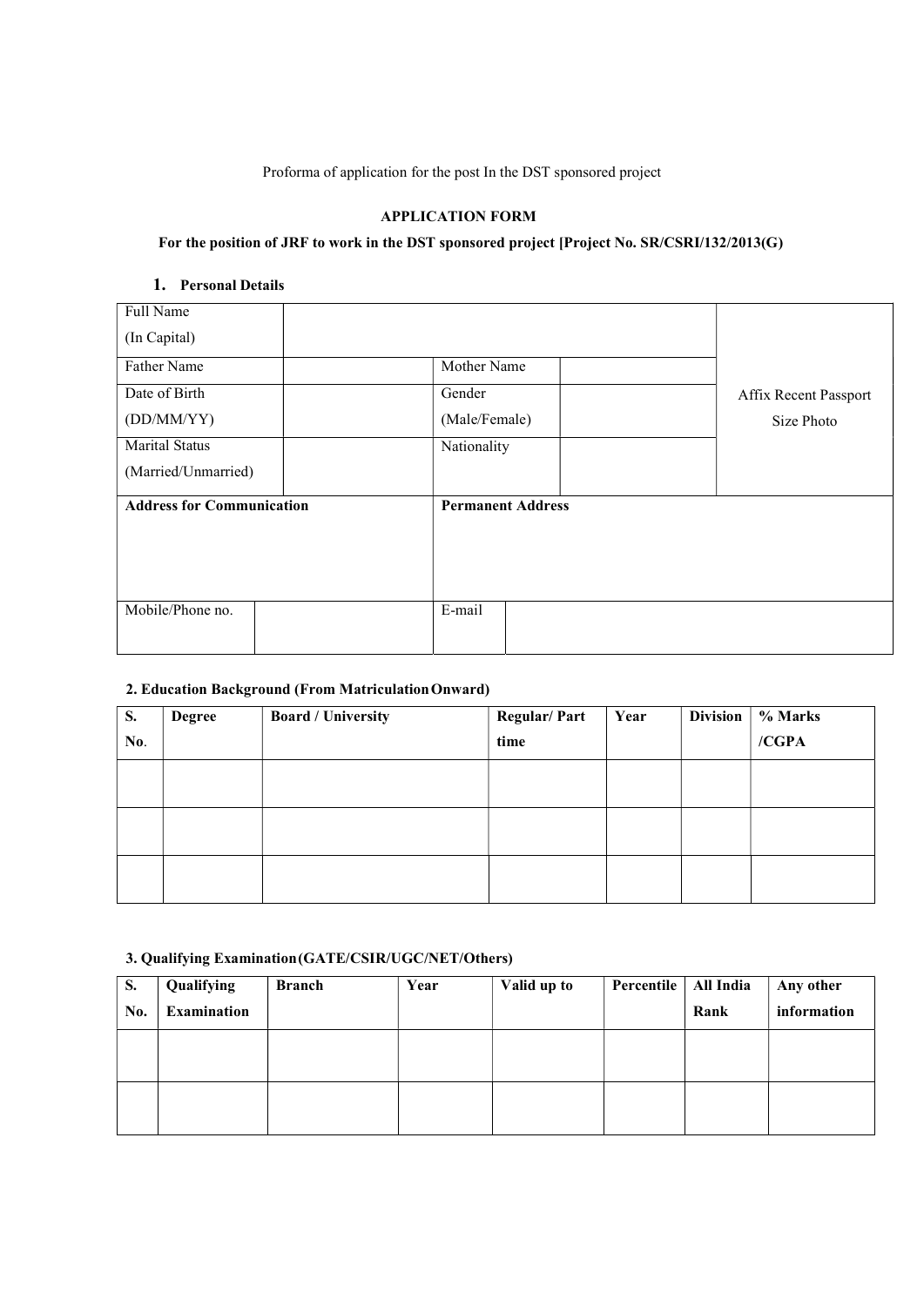Proforma of application for the post In the DST sponsored project

**APPLICATION FORM**

**For the position of JRF to work in the DST sponsored project [Project No. SR/CSRI/132/2013(G)**

## 1. Personal Details

| Full Name (In Capital) | | | | Affix Recent Passport Size Photo |
|---|---|---|---|---|
| Father Name | | Mother Name | | |
| Date of Birth (DD/MM/YY) | | Gender (Male/Female) | | |
| Marital Status (Married/Unmarried) | | Nationality | | |
| **Address for Communication** | | **Permanent Address** | | |
| Mobile/Phone no. | | E-mail | | |

## 2. Education Background (From Matriculation Onward)

| S. No. | Degree | Board / University | Regular/ Part time | Year | Division | % Marks /CGPA |
|---|---|---|---|---|---|---|
| | | | | | | |
| | | | | | | |
| | | | | | | |

## 3. Qualifying Examination (GATE/CSIR/UGC/NET/Others)

| S. No. | Qualifying Examination | Branch | Year | Valid up to | Percentile | All India Rank | Any other information |
|---|---|---|---|---|---|---|---|
| | | | | | | | |
| | | | | | | | |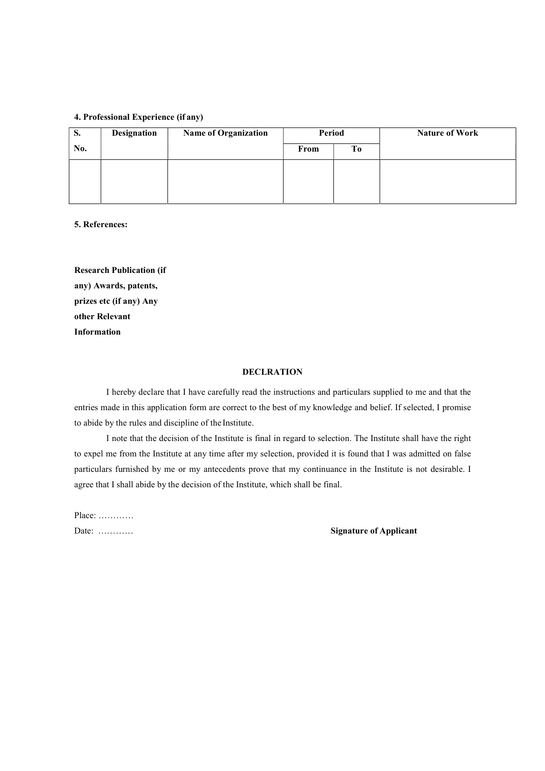**4. Professional Experience (if any)**

| S. No. | Designation | Name of Organization | Period | | Nature of Work |
|---|---|---|---|---|---|
| | | | From | To | |
| | | | | | |

**5. References:**

**Research Publication (if any) Awards, patents, prizes etc (if any) Any other Relevant Information**

**DECLRATION**

I hereby declare that I have carefully read the instructions and particulars supplied to me and that the entries made in this application form are correct to the best of my knowledge and belief. If selected, I promise to abide by the rules and discipline of the Institute.

I note that the decision of the Institute is final in regard to selection. The Institute shall have the right to expel me from the Institute at any time after my selection, provided it is found that I was admitted on false particulars furnished by me or my antecedents prove that my continuance in the Institute is not desirable. I agree that I shall abide by the decision of the Institute, which shall be final.

Place: …………

Date: …………

**Signature of Applicant**